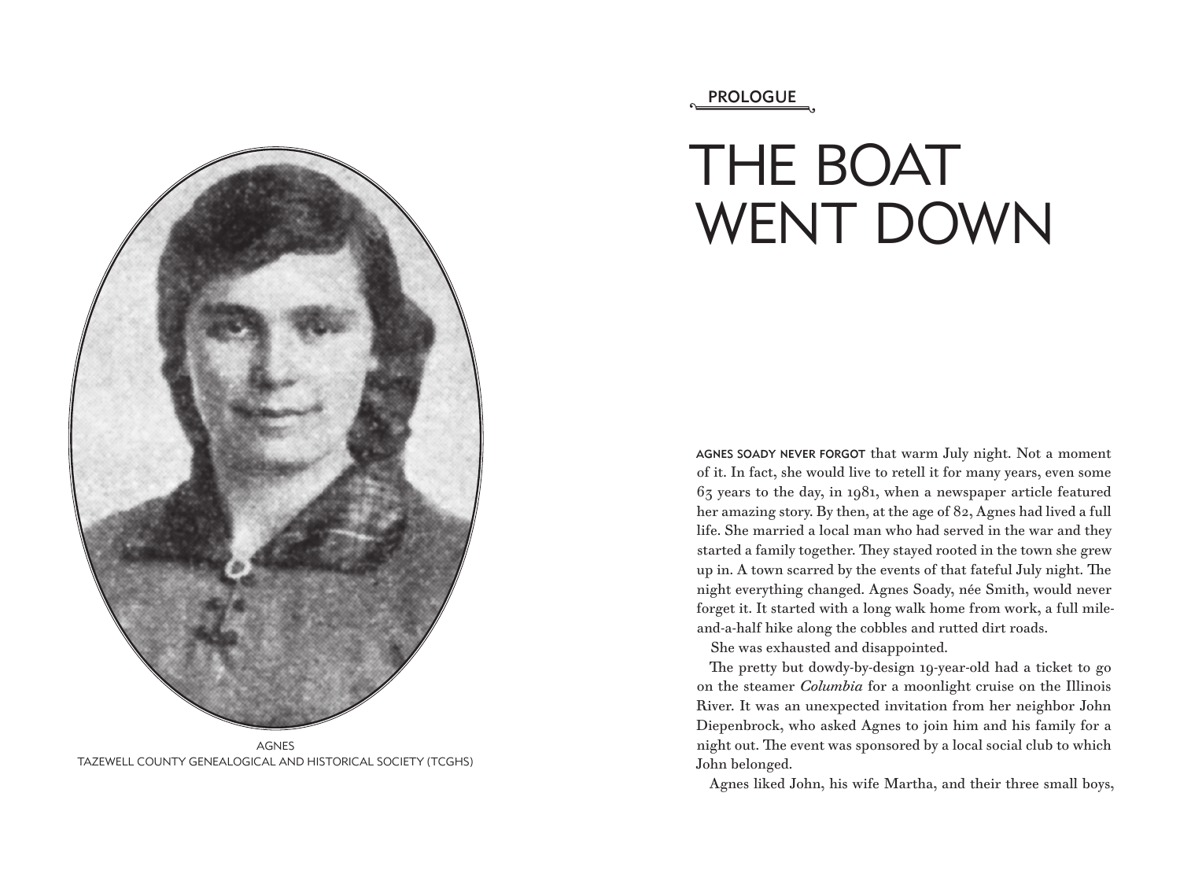AGNES
TAZEWELL COUNTY GENEALOGICAL AND HISTORICAL SOCIETY (TCGHS)

PROLOGUE

# THE BOAT WENT DOWN

AGNES SOADY NEVER FORGOT that warm July night. Not a moment of it. In fact, she would live to retell it for many years, even some 63 years to the day, in 1981, when a newspaper article featured her amazing story. By then, at the age of 82, Agnes had lived a full life. She married a local man who had served in the war and they started a family together. They stayed rooted in the town she grew up in. A town scarred by the events of that fateful July night. The night everything changed. Agnes Soady, née Smith, would never forget it. It started with a long walk home from work, a full mile-and-a-half hike along the cobbles and rutted dirt roads.

She was exhausted and disappointed.

The pretty but dowdy-by-design 19-year-old had a ticket to go on the steamer *Columbia* for a moonlight cruise on the Illinois River. It was an unexpected invitation from her neighbor John Diepenbrock, who asked Agnes to join him and his family for a night out. The event was sponsored by a local social club to which John belonged.

Agnes liked John, his wife Martha, and their three small boys,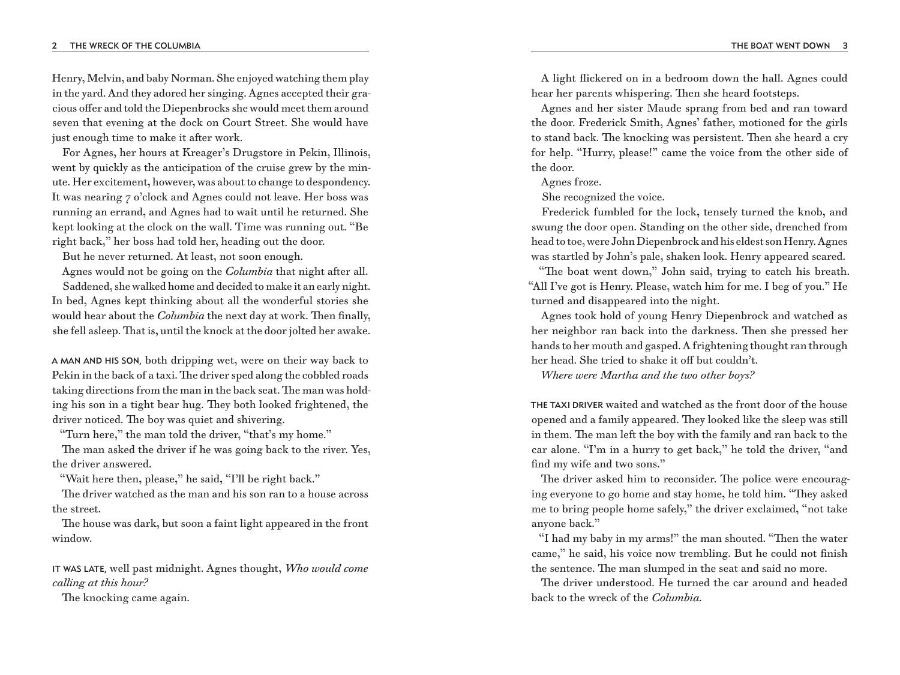Henry, Melvin, and baby Norman. She enjoyed watching them play in the yard. And they adored her singing. Agnes accepted their gracious offer and told the Diepenbrocks she would meet them around seven that evening at the dock on Court Street. She would have just enough time to make it after work.

For Agnes, her hours at Kreager's Drugstore in Pekin, Illinois, went by quickly as the anticipation of the cruise grew by the minute. Her excitement, however, was about to change to despondency. It was nearing 7 o'clock and Agnes could not leave. Her boss was running an errand, and Agnes had to wait until he returned. She kept looking at the clock on the wall. Time was running out. "Be right back," her boss had told her, heading out the door.

But he never returned. At least, not soon enough.

Agnes would not be going on the *Columbia* that night after all.

Saddened, she walked home and decided to make it an early night. In bed, Agnes kept thinking about all the wonderful stories she would hear about the *Columbia* the next day at work. Then finally, she fell asleep. That is, until the knock at the door jolted her awake.

A MAN AND HIS SON, both dripping wet, were on their way back to Pekin in the back of a taxi. The driver sped along the cobbled roads taking directions from the man in the back seat. The man was holding his son in a tight bear hug. They both looked frightened, the driver noticed. The boy was quiet and shivering.

"Turn here," the man told the driver, "that's my home."

The man asked the driver if he was going back to the river. Yes, the driver answered.

"Wait here then, please," he said, "I'll be right back."

The driver watched as the man and his son ran to a house across the street.

The house was dark, but soon a faint light appeared in the front window.

IT WAS LATE, well past midnight. Agnes thought, *Who would come calling at this hour?*

The knocking came again.

A light flickered on in a bedroom down the hall. Agnes could hear her parents whispering. Then she heard footsteps.

Agnes and her sister Maude sprang from bed and ran toward the door. Frederick Smith, Agnes' father, motioned for the girls to stand back. The knocking was persistent. Then she heard a cry for help. "Hurry, please!" came the voice from the other side of the door.

Agnes froze.

She recognized the voice.

Frederick fumbled for the lock, tensely turned the knob, and swung the door open. Standing on the other side, drenched from head to toe, were John Diepenbrock and his eldest son Henry. Agnes was startled by John's pale, shaken look. Henry appeared scared.

"The boat went down," John said, trying to catch his breath. "All I've got is Henry. Please, watch him for me. I beg of you." He turned and disappeared into the night.

Agnes took hold of young Henry Diepenbrock and watched as her neighbor ran back into the darkness. Then she pressed her hands to her mouth and gasped. A frightening thought ran through her head. She tried to shake it off but couldn't.

*Where were Martha and the two other boys?*

THE TAXI DRIVER waited and watched as the front door of the house opened and a family appeared. They looked like the sleep was still in them. The man left the boy with the family and ran back to the car alone. "I'm in a hurry to get back," he told the driver, "and find my wife and two sons."

The driver asked him to reconsider. The police were encouraging everyone to go home and stay home, he told him. "They asked me to bring people home safely," the driver exclaimed, "not take anyone back."

"I had my baby in my arms!" the man shouted. "Then the water came," he said, his voice now trembling. But he could not finish the sentence. The man slumped in the seat and said no more.

The driver understood. He turned the car around and headed back to the wreck of the *Columbia*.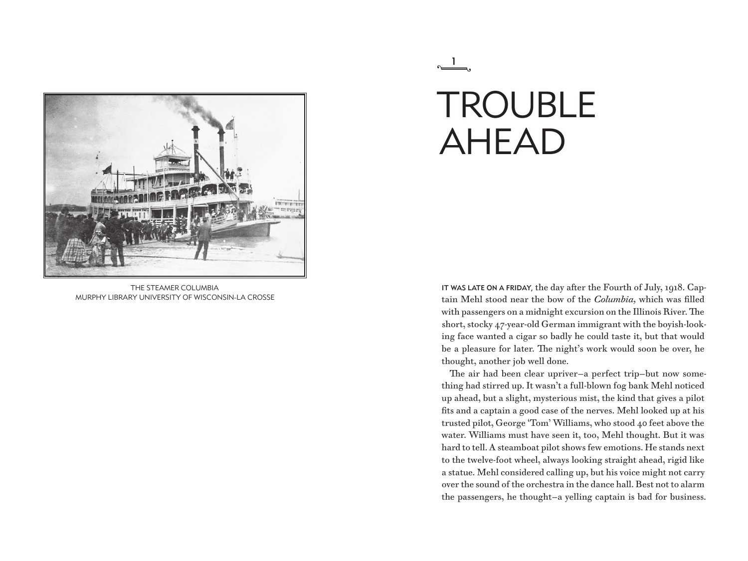THE STEAMER COLUMBIA
MURPHY LIBRARY UNIVERSITY OF WISCONSIN-LA CROSSE

1

# TROUBLE AHEAD

IT WAS LATE ON A FRIDAY, the day after the Fourth of July, 1918. Captain Mehl stood near the bow of the *Columbia,* which was filled with passengers on a midnight excursion on the Illinois River. The short, stocky 47-year-old German immigrant with the boyish-looking face wanted a cigar so badly he could taste it, but that would be a pleasure for later. The night's work would soon be over, he thought, another job well done.

The air had been clear upriver–a perfect trip–but now something had stirred up. It wasn't a full-blown fog bank Mehl noticed up ahead, but a slight, mysterious mist, the kind that gives a pilot fits and a captain a good case of the nerves. Mehl looked up at his trusted pilot, George 'Tom' Williams, who stood 40 feet above the water. Williams must have seen it, too, Mehl thought. But it was hard to tell. A steamboat pilot shows few emotions. He stands next to the twelve-foot wheel, always looking straight ahead, rigid like a statue. Mehl considered calling up, but his voice might not carry over the sound of the orchestra in the dance hall. Best not to alarm the passengers, he thought–a yelling captain is bad for business.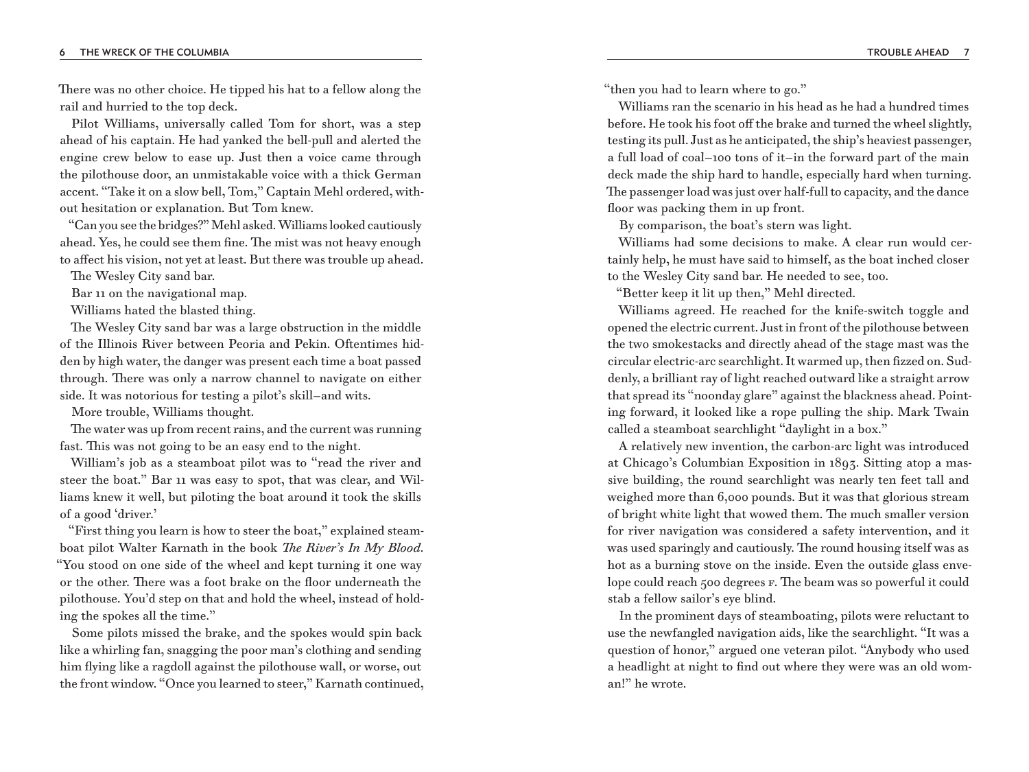There was no other choice. He tipped his hat to a fellow along the rail and hurried to the top deck.

Pilot Williams, universally called Tom for short, was a step ahead of his captain. He had yanked the bell-pull and alerted the engine crew below to ease up. Just then a voice came through the pilothouse door, an unmistakable voice with a thick German accent. "Take it on a slow bell, Tom," Captain Mehl ordered, without hesitation or explanation. But Tom knew.

"Can you see the bridges?" Mehl asked. Williams looked cautiously ahead. Yes, he could see them fine. The mist was not heavy enough to affect his vision, not yet at least. But there was trouble up ahead.

The Wesley City sand bar.

Bar 11 on the navigational map.

Williams hated the blasted thing.

The Wesley City sand bar was a large obstruction in the middle of the Illinois River between Peoria and Pekin. Oftentimes hidden by high water, the danger was present each time a boat passed through. There was only a narrow channel to navigate on either side. It was notorious for testing a pilot's skill–and wits.

More trouble, Williams thought.

The water was up from recent rains, and the current was running fast. This was not going to be an easy end to the night.

William's job as a steamboat pilot was to "read the river and steer the boat." Bar 11 was easy to spot, that was clear, and Williams knew it well, but piloting the boat around it took the skills of a good 'driver.'

"First thing you learn is how to steer the boat," explained steamboat pilot Walter Karnath in the book *The River's In My Blood*. "You stood on one side of the wheel and kept turning it one way or the other. There was a foot brake on the floor underneath the pilothouse. You'd step on that and hold the wheel, instead of holding the spokes all the time."

Some pilots missed the brake, and the spokes would spin back like a whirling fan, snagging the poor man's clothing and sending him flying like a ragdoll against the pilothouse wall, or worse, out the front window. "Once you learned to steer," Karnath continued, "then you had to learn where to go."

Williams ran the scenario in his head as he had a hundred times before. He took his foot off the brake and turned the wheel slightly, testing its pull. Just as he anticipated, the ship's heaviest passenger, a full load of coal–100 tons of it–in the forward part of the main deck made the ship hard to handle, especially hard when turning. The passenger load was just over half-full to capacity, and the dance floor was packing them in up front.

By comparison, the boat's stern was light.

Williams had some decisions to make. A clear run would certainly help, he must have said to himself, as the boat inched closer to the Wesley City sand bar. He needed to see, too.

"Better keep it lit up then," Mehl directed.

Williams agreed. He reached for the knife-switch toggle and opened the electric current. Just in front of the pilothouse between the two smokestacks and directly ahead of the stage mast was the circular electric-arc searchlight. It warmed up, then fizzed on. Suddenly, a brilliant ray of light reached outward like a straight arrow that spread its "noonday glare" against the blackness ahead. Pointing forward, it looked like a rope pulling the ship. Mark Twain called a steamboat searchlight "daylight in a box."

A relatively new invention, the carbon-arc light was introduced at Chicago's Columbian Exposition in 1893. Sitting atop a massive building, the round searchlight was nearly ten feet tall and weighed more than 6,000 pounds. But it was that glorious stream of bright white light that wowed them. The much smaller version for river navigation was considered a safety intervention, and it was used sparingly and cautiously. The round housing itself was as hot as a burning stove on the inside. Even the outside glass envelope could reach 500 degrees F. The beam was so powerful it could stab a fellow sailor's eye blind.

In the prominent days of steamboating, pilots were reluctant to use the newfangled navigation aids, like the searchlight. "It was a question of honor," argued one veteran pilot. "Anybody who used a headlight at night to find out where they were was an old woman!" he wrote.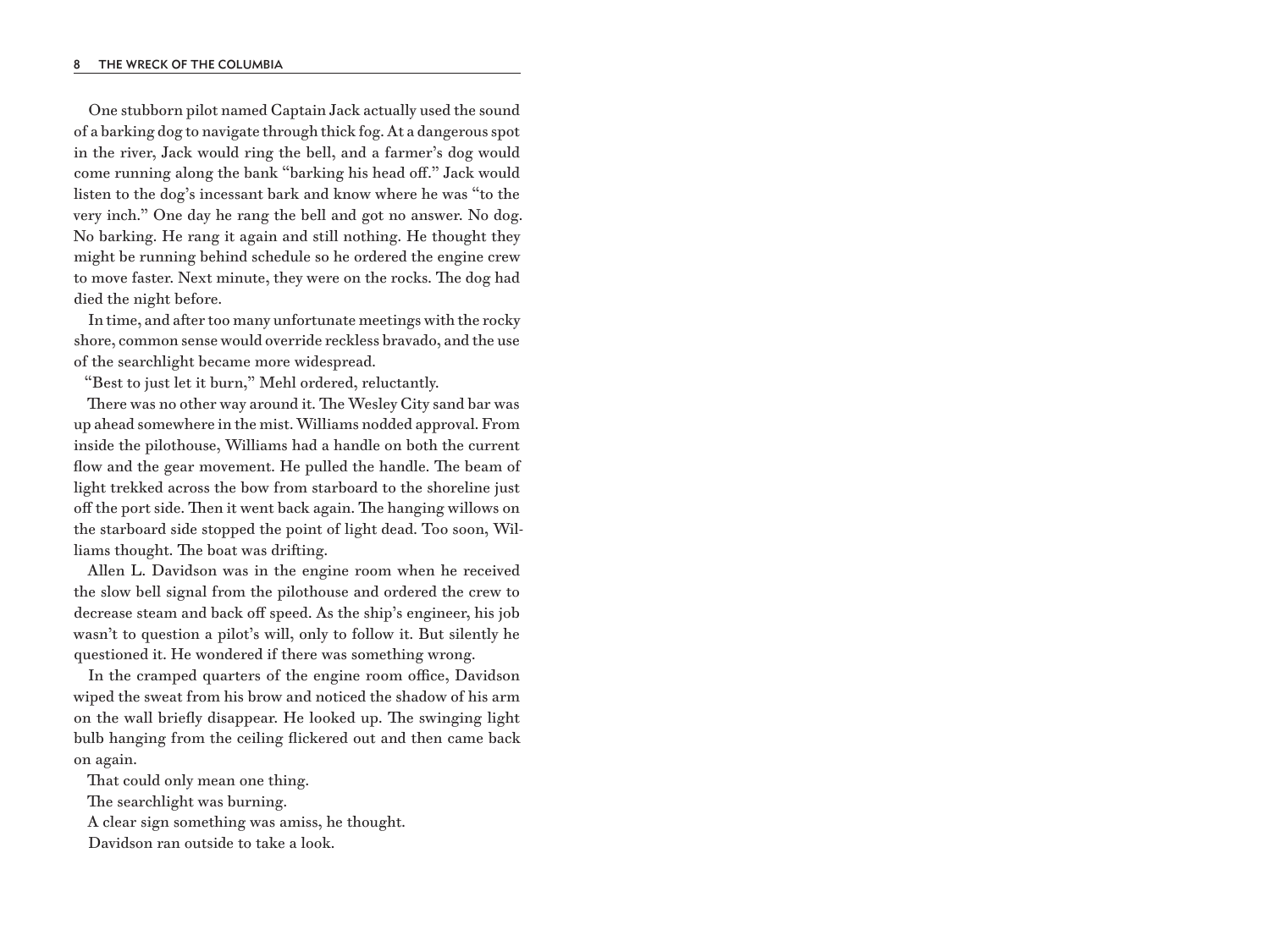One stubborn pilot named Captain Jack actually used the sound of a barking dog to navigate through thick fog. At a dangerous spot in the river, Jack would ring the bell, and a farmer's dog would come running along the bank "barking his head off." Jack would listen to the dog's incessant bark and know where he was "to the very inch." One day he rang the bell and got no answer. No dog. No barking. He rang it again and still nothing. He thought they might be running behind schedule so he ordered the engine crew to move faster. Next minute, they were on the rocks. The dog had died the night before.

In time, and after too many unfortunate meetings with the rocky shore, common sense would override reckless bravado, and the use of the searchlight became more widespread.

"Best to just let it burn," Mehl ordered, reluctantly.

There was no other way around it. The Wesley City sand bar was up ahead somewhere in the mist. Williams nodded approval. From inside the pilothouse, Williams had a handle on both the current flow and the gear movement. He pulled the handle. The beam of light trekked across the bow from starboard to the shoreline just off the port side. Then it went back again. The hanging willows on the starboard side stopped the point of light dead. Too soon, Williams thought. The boat was drifting.

Allen L. Davidson was in the engine room when he received the slow bell signal from the pilothouse and ordered the crew to decrease steam and back off speed. As the ship's engineer, his job wasn't to question a pilot's will, only to follow it. But silently he questioned it. He wondered if there was something wrong.

In the cramped quarters of the engine room office, Davidson wiped the sweat from his brow and noticed the shadow of his arm on the wall briefly disappear. He looked up. The swinging light bulb hanging from the ceiling flickered out and then came back on again.

That could only mean one thing.

The searchlight was burning.

A clear sign something was amiss, he thought.

Davidson ran outside to take a look.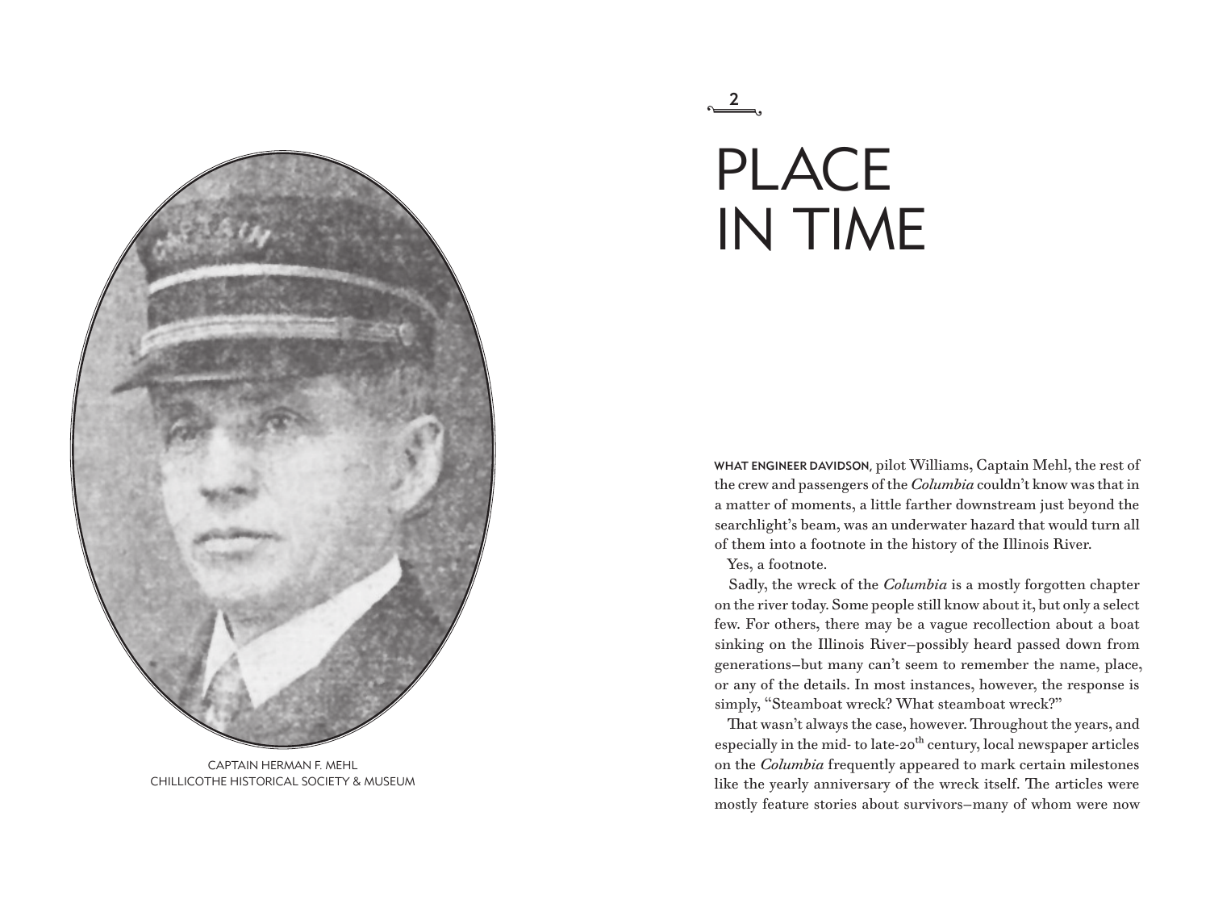CAPTAIN HERMAN F. MEHL
CHILLICOTHE HISTORICAL SOCIETY & MUSEUM

2

# PLACE IN TIME

WHAT ENGINEER DAVIDSON, pilot Williams, Captain Mehl, the rest of the crew and passengers of the *Columbia* couldn't know was that in a matter of moments, a little farther downstream just beyond the searchlight's beam, was an underwater hazard that would turn all of them into a footnote in the history of the Illinois River.

Yes, a footnote.

Sadly, the wreck of the *Columbia* is a mostly forgotten chapter on the river today. Some people still know about it, but only a select few. For others, there may be a vague recollection about a boat sinking on the Illinois River–possibly heard passed down from generations–but many can't seem to remember the name, place, or any of the details. In most instances, however, the response is simply, "Steamboat wreck? What steamboat wreck?"

That wasn't always the case, however. Throughout the years, and especially in the mid- to late-20th century, local newspaper articles on the *Columbia* frequently appeared to mark certain milestones like the yearly anniversary of the wreck itself. The articles were mostly feature stories about survivors–many of whom were now